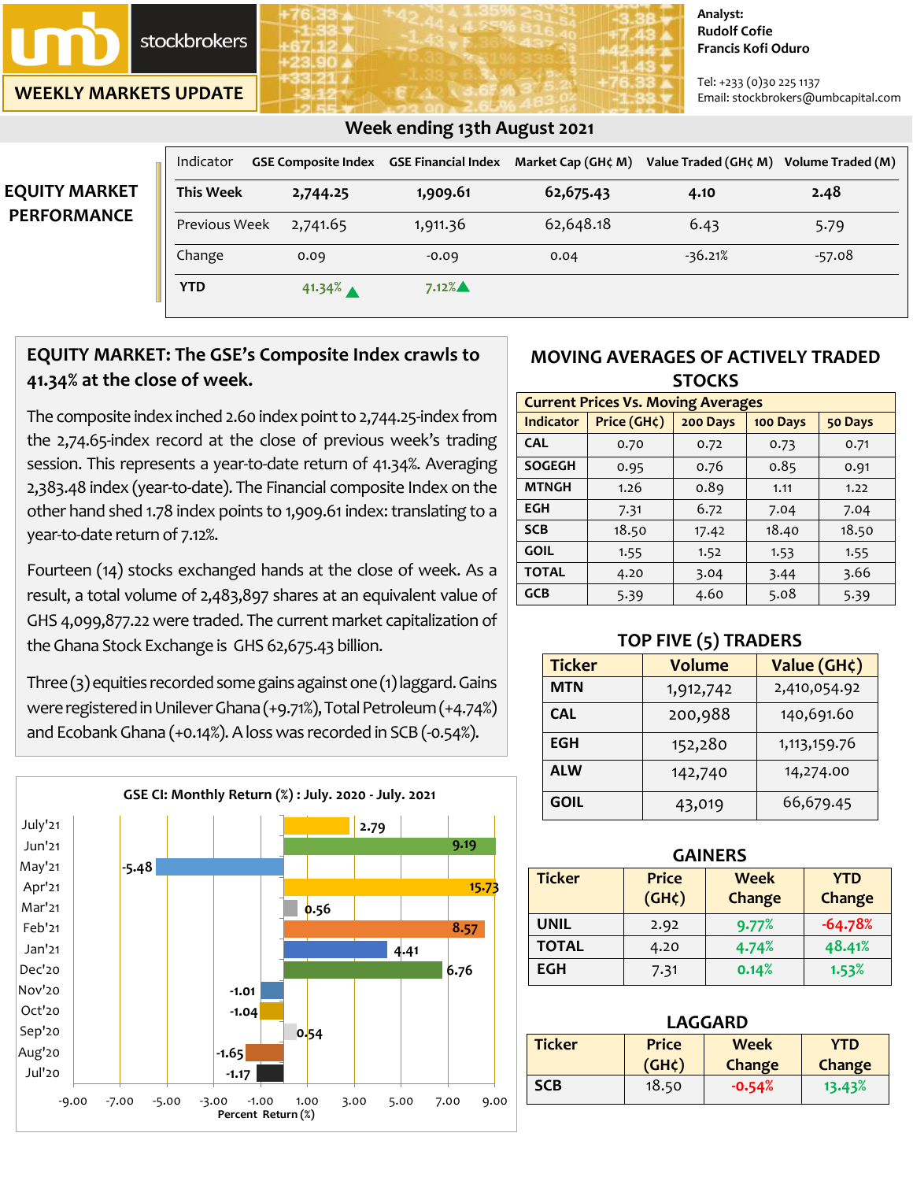# umb stockbrokers

## WEEKLY MARKETS UPDATE

Analyst:
Rudolf Cofie
Francis Kofi Oduro

Tel: +233 (0)30 225 1137
Email: stockbrokers@umbcapital.com

### Week ending 13th August 2021

## EQUITY MARKET PERFORMANCE

| Indicator | GSE Composite Index | GSE Financial Index | Market Cap (GH¢ M) | Value Traded (GH¢ M) | Volume Traded (M) |
|---|---|---|---|---|---|
| **This Week** | **2,744.25** | **1,909.61** | **62,675.43** | **4.10** | **2.48** |
| Previous Week | 2,741.65 | 1,911.36 | 62,648.18 | 6.43 | 5.79 |
| Change | 0.09 | -0.09 | 0.04 | -36.21% | -57.08 |
| **YTD** | 41.34% ▲ | 7.12% ▲ | | | |

## EQUITY MARKET: The GSE's Composite Index crawls to 41.34% at the close of week.

The composite index inched 2.60 index point to 2,744.25-index from the 2,74.65-index record at the close of previous week's trading session. This represents a year-to-date return of 41.34%. Averaging 2,383.48 index (year-to-date). The Financial composite Index on the other hand shed 1.78 index points to 1,909.61 index: translating to a year-to-date return of 7.12%.

Fourteen (14) stocks exchanged hands at the close of week. As a result, a total volume of 2,483,897 shares at an equivalent value of GHS 4,099,877.22 were traded. The current market capitalization of the Ghana Stock Exchange is GHS 62,675.43 billion.

Three (3) equities recorded some gains against one (1) laggard. Gains were registered in Unilever Ghana (+9.71%), Total Petroleum (+4.74%) and Ecobank Ghana (+0.14%). A loss was recorded in SCB (-0.54%).

### GSE CI: Monthly Return (%) : July. 2020 - July. 2021

| Month | Percent Return (%) |
|---|---|
| July'21 | 2.79 |
| Jun'21 | 9.19 |
| May'21 | -5.48 |
| Apr'21 | 15.73 |
| Mar'21 | 0.56 |
| Feb'21 | 8.57 |
| Jan'21 | 4.41 |
| Dec'20 | 6.76 |
| Nov'20 | -1.01 |
| Oct'20 | -1.04 |
| Sep'20 | 0.54 |
| Aug'20 | -1.65 |
| Jul'20 | -1.17 |

## MOVING AVERAGES OF ACTIVELY TRADED STOCKS

| Current Prices Vs. Moving Averages | | | | |
|---|---|---|---|---|
| **Indicator** | **Price (GH¢)** | **200 Days** | **100 Days** | **50 Days** |
| CAL | 0.70 | 0.72 | 0.73 | 0.71 |
| SOGEGH | 0.95 | 0.76 | 0.85 | 0.91 |
| MTNGH | 1.26 | 0.89 | 1.11 | 1.22 |
| EGH | 7.31 | 6.72 | 7.04 | 7.04 |
| SCB | 18.50 | 17.42 | 18.40 | 18.50 |
| GOIL | 1.55 | 1.52 | 1.53 | 1.55 |
| TOTAL | 4.20 | 3.04 | 3.44 | 3.66 |
| GCB | 5.39 | 4.60 | 5.08 | 5.39 |

## TOP FIVE (5) TRADERS

| Ticker | Volume | Value (GH¢) |
|---|---|---|
| MTN | 1,912,742 | 2,410,054.92 |
| CAL | 200,988 | 140,691.60 |
| EGH | 152,280 | 1,113,159.76 |
| ALW | 142,740 | 14,274.00 |
| GOIL | 43,019 | 66,679.45 |

## GAINERS

| Ticker | Price (GH¢) | Week Change | YTD Change |
|---|---|---|---|
| UNIL | 2.92 | 9.77% | -64.78% |
| TOTAL | 4.20 | 4.74% | 48.41% |
| EGH | 7.31 | 0.14% | 1.53% |

## LAGGARD

| Ticker | Price (GH¢) | Week Change | YTD Change |
|---|---|---|---|
| SCB | 18.50 | -0.54% | 13.43% |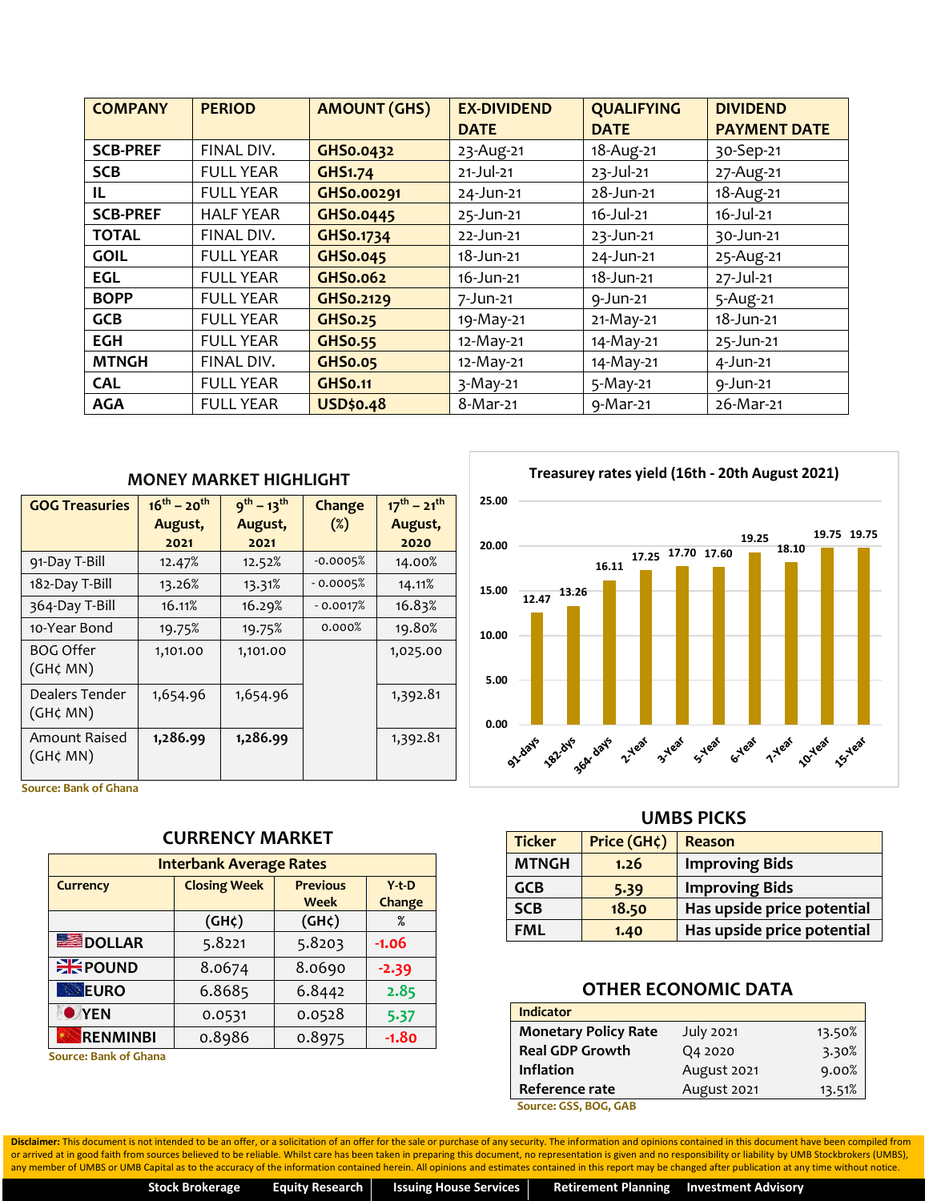| COMPANY | PERIOD | AMOUNT (GHS) | EX-DIVIDEND DATE | QUALIFYING DATE | DIVIDEND PAYMENT DATE |
|---|---|---|---|---|---|
| SCB-PREF | FINAL DIV. | GHS0.0432 | 23-Aug-21 | 18-Aug-21 | 30-Sep-21 |
| SCB | FULL YEAR | GHS1.74 | 21-Jul-21 | 23-Jul-21 | 27-Aug-21 |
| IL | FULL YEAR | GHS0.00291 | 24-Jun-21 | 28-Jun-21 | 18-Aug-21 |
| SCB-PREF | HALF YEAR | GHS0.0445 | 25-Jun-21 | 16-Jul-21 | 16-Jul-21 |
| TOTAL | FINAL DIV. | GHS0.1734 | 22-Jun-21 | 23-Jun-21 | 30-Jun-21 |
| GOIL | FULL YEAR | GHS0.045 | 18-Jun-21 | 24-Jun-21 | 25-Aug-21 |
| EGL | FULL YEAR | GHS0.062 | 16-Jun-21 | 18-Jun-21 | 27-Jul-21 |
| BOPP | FULL YEAR | GHS0.2129 | 7-Jun-21 | 9-Jun-21 | 5-Aug-21 |
| GCB | FULL YEAR | GHS0.25 | 19-May-21 | 21-May-21 | 18-Jun-21 |
| EGH | FULL YEAR | GHS0.55 | 12-May-21 | 14-May-21 | 25-Jun-21 |
| MTNGH | FINAL DIV. | GHS0.05 | 12-May-21 | 14-May-21 | 4-Jun-21 |
| CAL | FULL YEAR | GHS0.11 | 3-May-21 | 5-May-21 | 9-Jun-21 |
| AGA | FULL YEAR | USD$0.48 | 8-Mar-21 | 9-Mar-21 | 26-Mar-21 |

## MONEY MARKET HIGHLIGHT

| GOG Treasuries | 16th – 20th August, 2021 | 9th – 13th August, 2021 | Change (%) | 17th – 21th August, 2020 |
|---|---|---|---|---|
| 91-Day T-Bill | 12.47% | 12.52% | -0.0005% | 14.00% |
| 182-Day T-Bill | 13.26% | 13.31% | - 0.0005% | 14.11% |
| 364-Day T-Bill | 16.11% | 16.29% | - 0.0017% | 16.83% |
| 10-Year Bond | 19.75% | 19.75% | 0.000% | 19.80% |
| BOG Offer (GH¢ MN) | 1,101.00 | 1,101.00 | | 1,025.00 |
| Dealers Tender (GH¢ MN) | 1,654.96 | 1,654.96 | | 1,392.81 |
| Amount Raised (GH¢ MN) | **1,286.99** | **1,286.99** | | 1,392.81 |

Source: Bank of Ghana

Treasurey rates yield (16th - 20th August 2021)

25.00
20.00
15.00
10.00
5.00
0.00

12.47 13.26 16.11 17.25 17.70 17.60 19.25 18.10 19.75 19.75

91-days 182-dys 364- days 2-Year 3-Year 5-Year 6-Year 7-Year 10-Year 15-Year

## CURRENCY MARKET

| Interbank Average Rates | | | |
|---|---|---|---|
| Currency | Closing Week | Previous Week | Y-t-D Change |
| | (GH¢) | (GH¢) | % |
| DOLLAR | 5.8221 | 5.8203 | -1.06 |
| POUND | 8.0674 | 8.0690 | -2.39 |
| EURO | 6.8685 | 6.8442 | 2.85 |
| YEN | 0.0531 | 0.0528 | 5.37 |
| RENMINBI | 0.8986 | 0.8975 | -1.80 |

Source: Bank of Ghana

## UMBS PICKS

| Ticker | Price (GH¢) | Reason |
|---|---|---|
| MTNGH | 1.26 | Improving Bids |
| GCB | 5.39 | Improving Bids |
| SCB | 18.50 | Has upside price potential |
| FML | 1.40 | Has upside price potential |

## OTHER ECONOMIC DATA

| Indicator | | |
|---|---|---|
| Monetary Policy Rate | July 2021 | 13.50% |
| Real GDP Growth | Q4 2020 | 3.30% |
| Inflation | August 2021 | 9.00% |
| Reference rate | August 2021 | 13.51% |

Source: GSS, BOG, GAB

**Disclaimer:** This document is not intended to be an offer, or a solicitation of an offer for the sale or purchase of any security. The information and opinions contained in this document have been compiled from or arrived at in good faith from sources believed to be reliable. Whilst care has been taken in preparing this document, no representation is given and no responsibility or liability by UMB Stockbrokers (UMBS), any member of UMBS or UMB Capital as to the accuracy of the information contained herein. All opinions and estimates contained in this report may be changed after publication at any time without notice.

Stock Brokerage | Equity Research | Issuing House Services | Retirement Planning | Investment Advisory